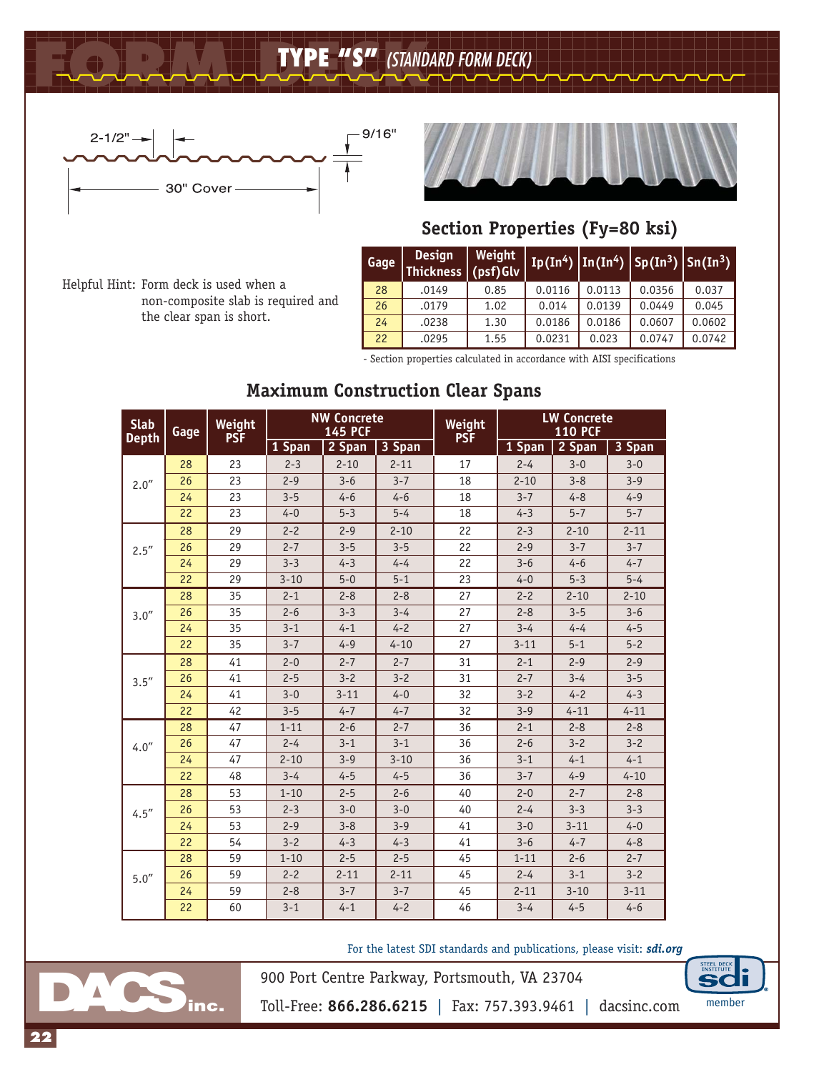# TYPE "S" *(STANDARD FORM DECK)*

2-1/2"

9/16"

30" Cover

Helpful Hint: Form deck is used when a non-composite slab is required and the clear span is short.

## Section Properties (Fy=80 ksi)

| Gage | Design Thickness | Weight (psf)Glv | Ip($In^4$) | In($In^4$) | Sp($In^3$) | Sn($In^3$) |
|---|---|---|---|---|---|---|
| 28 | .0149 | 0.85 | 0.0116 | 0.0113 | 0.0356 | 0.037 |
| 26 | .0179 | 1.02 | 0.014 | 0.0139 | 0.0449 | 0.045 |
| 24 | .0238 | 1.30 | 0.0186 | 0.0186 | 0.0607 | 0.0602 |
| 22 | .0295 | 1.55 | 0.0231 | 0.023 | 0.0747 | 0.0742 |

- Section properties calculated in accordance with AISI specifications

## Maximum Construction Clear Spans

| Slab Depth | Gage | Weight PSF | NW Concrete 145 PCF | | | Weight PSF | LW Concrete 110 PCF | | |
|---|---|---|---|---|---|---|---|---|---|
| | | | 1 Span | 2 Span | 3 Span | | 1 Span | 2 Span | 3 Span |
| 2.0" | 28 | 23 | 2-3 | 2-10 | 2-11 | 17 | 2-4 | 3-0 | 3-0 |
| | 26 | 23 | 2-9 | 3-6 | 3-7 | 18 | 2-10 | 3-8 | 3-9 |
| | 24 | 23 | 3-5 | 4-6 | 4-6 | 18 | 3-7 | 4-8 | 4-9 |
| | 22 | 23 | 4-0 | 5-3 | 5-4 | 18 | 4-3 | 5-7 | 5-7 |
| 2.5" | 28 | 29 | 2-2 | 2-9 | 2-10 | 22 | 2-3 | 2-10 | 2-11 |
| | 26 | 29 | 2-7 | 3-5 | 3-5 | 22 | 2-9 | 3-7 | 3-7 |
| | 24 | 29 | 3-3 | 4-3 | 4-4 | 22 | 3-6 | 4-6 | 4-7 |
| | 22 | 29 | 3-10 | 5-0 | 5-1 | 23 | 4-0 | 5-3 | 5-4 |
| 3.0" | 28 | 35 | 2-1 | 2-8 | 2-8 | 27 | 2-2 | 2-10 | 2-10 |
| | 26 | 35 | 2-6 | 3-3 | 3-4 | 27 | 2-8 | 3-5 | 3-6 |
| | 24 | 35 | 3-1 | 4-1 | 4-2 | 27 | 3-4 | 4-4 | 4-5 |
| | 22 | 35 | 3-7 | 4-9 | 4-10 | 27 | 3-11 | 5-1 | 5-2 |
| 3.5" | 28 | 41 | 2-0 | 2-7 | 2-7 | 31 | 2-1 | 2-9 | 2-9 |
| | 26 | 41 | 2-5 | 3-2 | 3-2 | 31 | 2-7 | 3-4 | 3-5 |
| | 24 | 41 | 3-0 | 3-11 | 4-0 | 32 | 3-2 | 4-2 | 4-3 |
| | 22 | 42 | 3-5 | 4-7 | 4-7 | 32 | 3-9 | 4-11 | 4-11 |
| 4.0" | 28 | 47 | 1-11 | 2-6 | 2-7 | 36 | 2-1 | 2-8 | 2-8 |
| | 26 | 47 | 2-4 | 3-1 | 3-1 | 36 | 2-6 | 3-2 | 3-2 |
| | 24 | 47 | 2-10 | 3-9 | 3-10 | 36 | 3-1 | 4-1 | 4-1 |
| | 22 | 48 | 3-4 | 4-5 | 4-5 | 36 | 3-7 | 4-9 | 4-10 |
| 4.5" | 28 | 53 | 1-10 | 2-5 | 2-6 | 40 | 2-0 | 2-7 | 2-8 |
| | 26 | 53 | 2-3 | 3-0 | 3-0 | 40 | 2-4 | 3-3 | 3-3 |
| | 24 | 53 | 2-9 | 3-8 | 3-9 | 41 | 3-0 | 3-11 | 4-0 |
| | 22 | 54 | 3-2 | 4-3 | 4-3 | 41 | 3-6 | 4-7 | 4-8 |
| 5.0" | 28 | 59 | 1-10 | 2-5 | 2-5 | 45 | 1-11 | 2-6 | 2-7 |
| | 26 | 59 | 2-2 | 2-11 | 2-11 | 45 | 2-4 | 3-1 | 3-2 |
| | 24 | 59 | 2-8 | 3-7 | 3-7 | 45 | 2-11 | 3-10 | 3-11 |
| | 22 | 60 | 3-1 | 4-1 | 4-2 | 46 | 3-4 | 4-5 | 4-6 |

For the latest SDI standards and publications, please visit: ***sdi.org***

DACS inc.

900 Port Centre Parkway, Portsmouth, VA 23704

Toll-Free: **866.286.6215** | Fax: 757.393.9461 | dacsinc.com

STEEL DECK INSTITUTE sdi member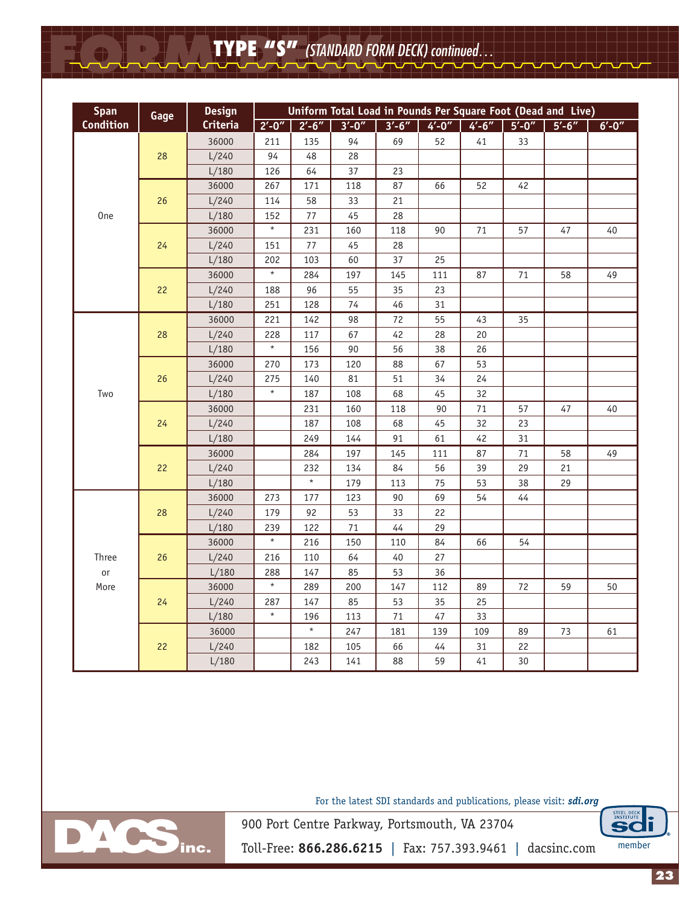# TYPE "S" *(STANDARD FORM DECK) continued…*

| Span Condition | Gage | Design Criteria | Uniform Total Load in Pounds Per Square Foot (Dead and Live) | | | | | | | | |
|---|---|---|---|---|---|---|---|---|---|---|---|
| | | | 2'-0" | 2'-6" | 3'-0" | 3'-6" | 4'-0" | 4'-6" | 5'-0" | 5'-6" | 6'-0" |
| One | 28 | 36000 | 211 | 135 | 94 | 69 | 52 | 41 | 33 | | |
| | | L/240 | 94 | 48 | 28 | | | | | | |
| | | L/180 | 126 | 64 | 37 | 23 | | | | | |
| | 26 | 36000 | 267 | 171 | 118 | 87 | 66 | 52 | 42 | | |
| | | L/240 | 114 | 58 | 33 | 21 | | | | | |
| | | L/180 | 152 | 77 | 45 | 28 | | | | | |
| | 24 | 36000 | * | 231 | 160 | 118 | 90 | 71 | 57 | 47 | 40 |
| | | L/240 | 151 | 77 | 45 | 28 | | | | | |
| | | L/180 | 202 | 103 | 60 | 37 | 25 | | | | |
| | 22 | 36000 | * | 284 | 197 | 145 | 111 | 87 | 71 | 58 | 49 |
| | | L/240 | 188 | 96 | 55 | 35 | 23 | | | | |
| | | L/180 | 251 | 128 | 74 | 46 | 31 | | | | |
| Two | 28 | 36000 | 221 | 142 | 98 | 72 | 55 | 43 | 35 | | |
| | | L/240 | 228 | 117 | 67 | 42 | 28 | 20 | | | |
| | | L/180 | * | 156 | 90 | 56 | 38 | 26 | | | |
| | 26 | 36000 | 270 | 173 | 120 | 88 | 67 | 53 | | | |
| | | L/240 | 275 | 140 | 81 | 51 | 34 | 24 | | | |
| | | L/180 | * | 187 | 108 | 68 | 45 | 32 | | | |
| | 24 | 36000 | | 231 | 160 | 118 | 90 | 71 | 57 | 47 | 40 |
| | | L/240 | | 187 | 108 | 68 | 45 | 32 | 23 | | |
| | | L/180 | | 249 | 144 | 91 | 61 | 42 | 31 | | |
| | 22 | 36000 | | 284 | 197 | 145 | 111 | 87 | 71 | 58 | 49 |
| | | L/240 | | 232 | 134 | 84 | 56 | 39 | 29 | 21 | |
| | | L/180 | | * | 179 | 113 | 75 | 53 | 38 | 29 | |
| Three or More | 28 | 36000 | 273 | 177 | 123 | 90 | 69 | 54 | 44 | | |
| | | L/240 | 179 | 92 | 53 | 33 | 22 | | | | |
| | | L/180 | 239 | 122 | 71 | 44 | 29 | | | | |
| | 26 | 36000 | * | 216 | 150 | 110 | 84 | 66 | 54 | | |
| | | L/240 | 216 | 110 | 64 | 40 | 27 | | | | |
| | | L/180 | 288 | 147 | 85 | 53 | 36 | | | | |
| | 24 | 36000 | * | 289 | 200 | 147 | 112 | 89 | 72 | 59 | 50 |
| | | L/240 | 287 | 147 | 85 | 53 | 35 | 25 | | | |
| | | L/180 | * | 196 | 113 | 71 | 47 | 33 | | | |
| | 22 | 36000 | | * | 247 | 181 | 139 | 109 | 89 | 73 | 61 |
| | | L/240 | | 182 | 105 | 66 | 44 | 31 | 22 | | |
| | | L/180 | | 243 | 141 | 88 | 59 | 41 | 30 | | |

For the latest SDI standards and publications, please visit: ***sdi.org***

DACS inc.

900 Port Centre Parkway, Portsmouth, VA 23704

Toll-Free: **866.286.6215** | Fax: 757.393.9461 | dacsinc.com

STEEL DECK INSTITUTE sdi member